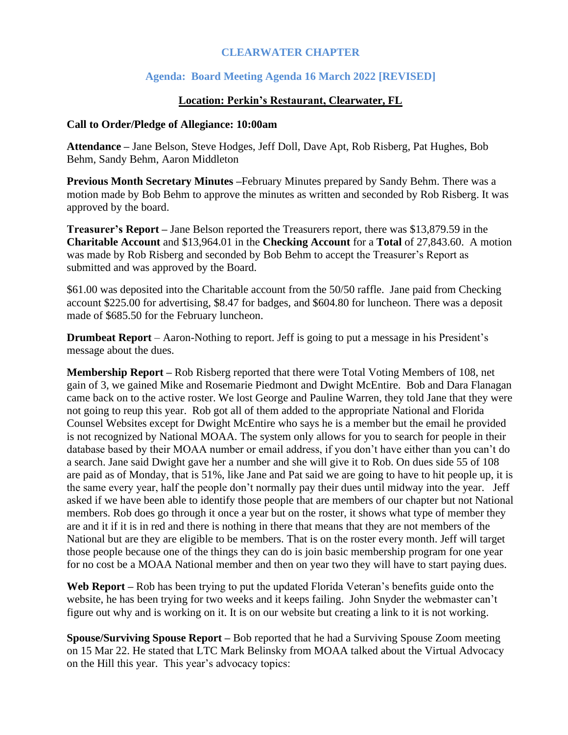# CLEARWATER CHAPTER

## Agenda: Board Meeting Agenda 16 March 2022 [REVISED]

### Location: Perkin's Restaurant, Clearwater, FL

**Call to Order/Pledge of Allegiance: 10:00am**

**Attendance –** Jane Belson, Steve Hodges, Jeff Doll, Dave Apt, Rob Risberg, Pat Hughes, Bob Behm, Sandy Behm, Aaron Middleton

**Previous Month Secretary Minutes –**February Minutes prepared by Sandy Behm. There was a motion made by Bob Behm to approve the minutes as written and seconded by Rob Risberg. It was approved by the board.

**Treasurer's Report –** Jane Belson reported the Treasurers report, there was $13,879.59 in the **Charitable Account** and $13,964.01 in the **Checking Account** for a **Total** of 27,843.60. A motion was made by Rob Risberg and seconded by Bob Behm to accept the Treasurer's Report as submitted and was approved by the Board.

$61.00 was deposited into the Charitable account from the 50/50 raffle. Jane paid from Checking account $225.00 for advertising, $8.47 for badges, and $604.80 for luncheon. There was a deposit made of $685.50 for the February luncheon.

**Drumbeat Report** – Aaron-Nothing to report. Jeff is going to put a message in his President's message about the dues.

**Membership Report –** Rob Risberg reported that there were Total Voting Members of 108, net gain of 3, we gained Mike and Rosemarie Piedmont and Dwight McEntire. Bob and Dara Flanagan came back on to the active roster. We lost George and Pauline Warren, they told Jane that they were not going to reup this year. Rob got all of them added to the appropriate National and Florida Counsel Websites except for Dwight McEntire who says he is a member but the email he provided is not recognized by National MOAA. The system only allows for you to search for people in their database based by their MOAA number or email address, if you don't have either than you can't do a search. Jane said Dwight gave her a number and she will give it to Rob. On dues side 55 of 108 are paid as of Monday, that is 51%, like Jane and Pat said we are going to have to hit people up, it is the same every year, half the people don't normally pay their dues until midway into the year. Jeff asked if we have been able to identify those people that are members of our chapter but not National members. Rob does go through it once a year but on the roster, it shows what type of member they are and it if it is in red and there is nothing in there that means that they are not members of the National but are they are eligible to be members. That is on the roster every month. Jeff will target those people because one of the things they can do is join basic membership program for one year for no cost be a MOAA National member and then on year two they will have to start paying dues.

**Web Report –** Rob has been trying to put the updated Florida Veteran's benefits guide onto the website, he has been trying for two weeks and it keeps failing. John Snyder the webmaster can't figure out why and is working on it. It is on our website but creating a link to it is not working.

**Spouse/Surviving Spouse Report –** Bob reported that he had a Surviving Spouse Zoom meeting on 15 Mar 22. He stated that LTC Mark Belinsky from MOAA talked about the Virtual Advocacy on the Hill this year. This year's advocacy topics: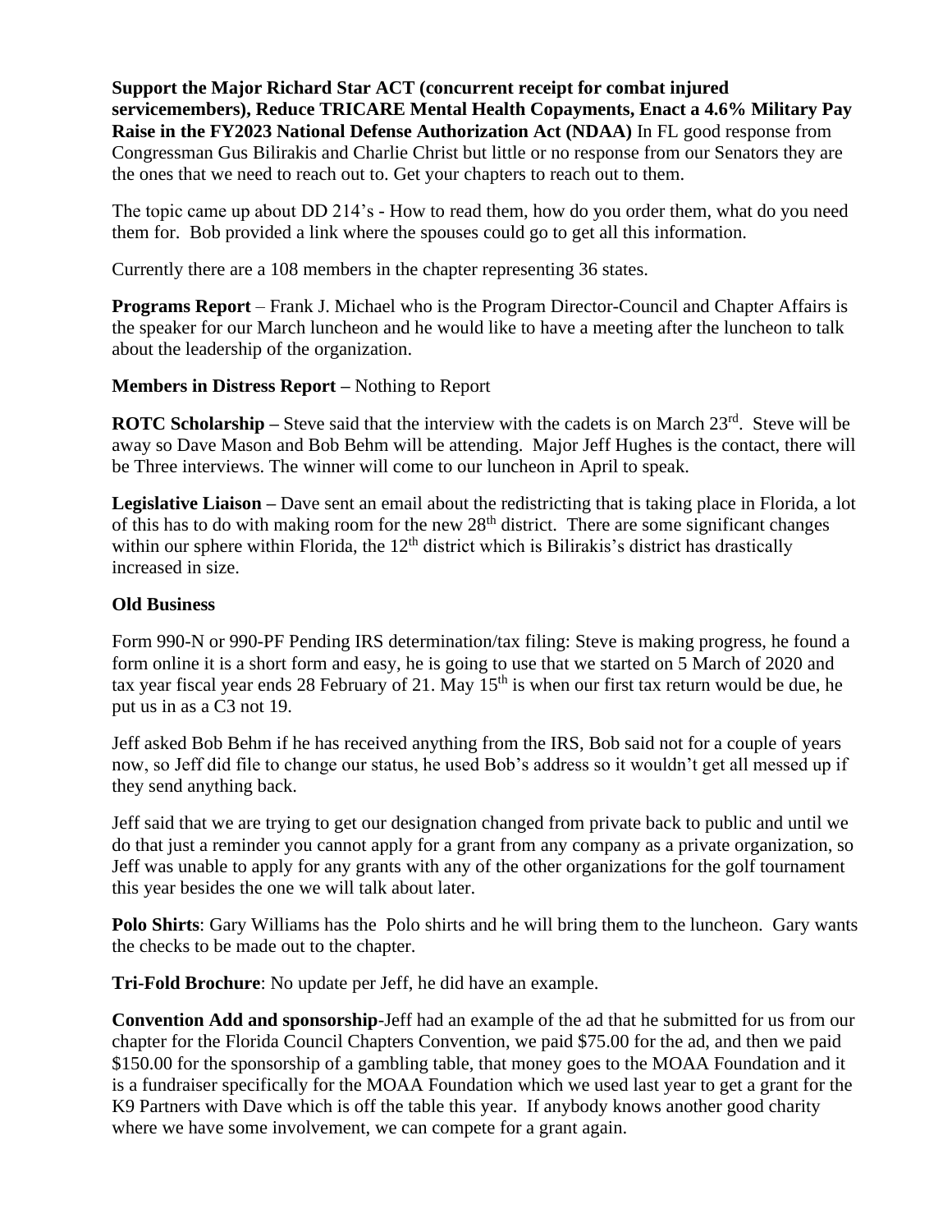**Support the Major Richard Star ACT (concurrent receipt for combat injured servicemembers), Reduce TRICARE Mental Health Copayments, Enact a 4.6% Military Pay Raise in the FY2023 National Defense Authorization Act (NDAA)** In FL good response from Congressman Gus Bilirakis and Charlie Christ but little or no response from our Senators they are the ones that we need to reach out to. Get your chapters to reach out to them.

The topic came up about DD 214's - How to read them, how do you order them, what do you need them for. Bob provided a link where the spouses could go to get all this information.

Currently there are a 108 members in the chapter representing 36 states.

**Programs Report** – Frank J. Michael who is the Program Director-Council and Chapter Affairs is the speaker for our March luncheon and he would like to have a meeting after the luncheon to talk about the leadership of the organization.

**Members in Distress Report –** Nothing to Report

**ROTC Scholarship –** Steve said that the interview with the cadets is on March 23rd. Steve will be away so Dave Mason and Bob Behm will be attending. Major Jeff Hughes is the contact, there will be Three interviews. The winner will come to our luncheon in April to speak.

**Legislative Liaison –** Dave sent an email about the redistricting that is taking place in Florida, a lot of this has to do with making room for the new 28th district. There are some significant changes within our sphere within Florida, the 12th district which is Bilirakis's district has drastically increased in size.

**Old Business**

Form 990-N or 990-PF Pending IRS determination/tax filing: Steve is making progress, he found a form online it is a short form and easy, he is going to use that we started on 5 March of 2020 and tax year fiscal year ends 28 February of 21. May 15th is when our first tax return would be due, he put us in as a C3 not 19.

Jeff asked Bob Behm if he has received anything from the IRS, Bob said not for a couple of years now, so Jeff did file to change our status, he used Bob's address so it wouldn't get all messed up if they send anything back.

Jeff said that we are trying to get our designation changed from private back to public and until we do that just a reminder you cannot apply for a grant from any company as a private organization, so Jeff was unable to apply for any grants with any of the other organizations for the golf tournament this year besides the one we will talk about later.

**Polo Shirts**: Gary Williams has the Polo shirts and he will bring them to the luncheon. Gary wants the checks to be made out to the chapter.

**Tri-Fold Brochure**: No update per Jeff, he did have an example.

**Convention Add and sponsorship**-Jeff had an example of the ad that he submitted for us from our chapter for the Florida Council Chapters Convention, we paid $75.00 for the ad, and then we paid $150.00 for the sponsorship of a gambling table, that money goes to the MOAA Foundation and it is a fundraiser specifically for the MOAA Foundation which we used last year to get a grant for the K9 Partners with Dave which is off the table this year. If anybody knows another good charity where we have some involvement, we can compete for a grant again.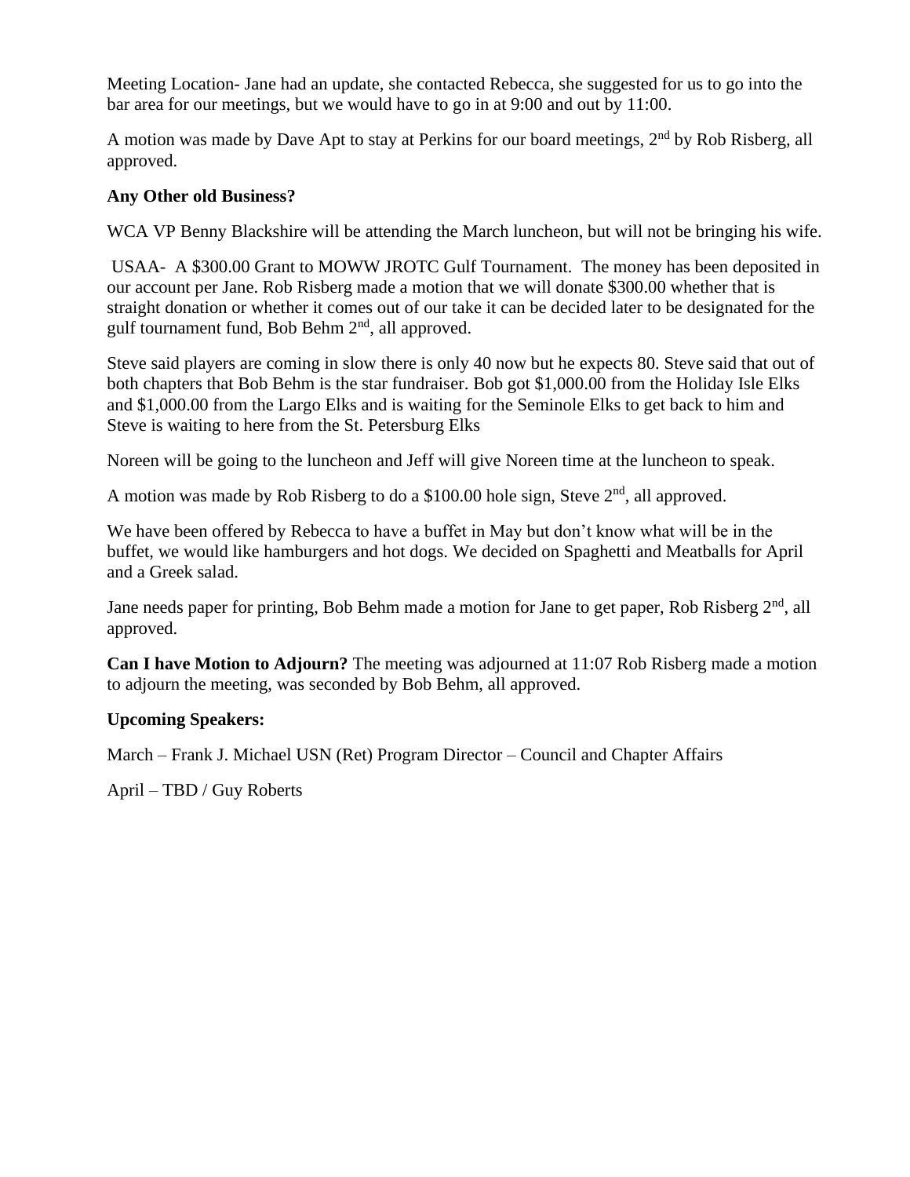Meeting Location- Jane had an update, she contacted Rebecca, she suggested for us to go into the bar area for our meetings, but we would have to go in at 9:00 and out by 11:00.

A motion was made by Dave Apt to stay at Perkins for our board meetings, 2nd by Rob Risberg, all approved.

**Any Other old Business?**

WCA VP Benny Blackshire will be attending the March luncheon, but will not be bringing his wife.

USAA- A $300.00 Grant to MOWW JROTC Gulf Tournament. The money has been deposited in our account per Jane. Rob Risberg made a motion that we will donate $300.00 whether that is straight donation or whether it comes out of our take it can be decided later to be designated for the gulf tournament fund, Bob Behm 2nd, all approved.

Steve said players are coming in slow there is only 40 now but he expects 80. Steve said that out of both chapters that Bob Behm is the star fundraiser. Bob got $1,000.00 from the Holiday Isle Elks and $1,000.00 from the Largo Elks and is waiting for the Seminole Elks to get back to him and Steve is waiting to here from the St. Petersburg Elks

Noreen will be going to the luncheon and Jeff will give Noreen time at the luncheon to speak.

A motion was made by Rob Risberg to do a $100.00 hole sign, Steve 2nd, all approved.

We have been offered by Rebecca to have a buffet in May but don't know what will be in the buffet, we would like hamburgers and hot dogs. We decided on Spaghetti and Meatballs for April and a Greek salad.

Jane needs paper for printing, Bob Behm made a motion for Jane to get paper, Rob Risberg 2nd, all approved.

**Can I have Motion to Adjourn?** The meeting was adjourned at 11:07 Rob Risberg made a motion to adjourn the meeting, was seconded by Bob Behm, all approved.

**Upcoming Speakers:**

March – Frank J. Michael USN (Ret) Program Director – Council and Chapter Affairs

April – TBD / Guy Roberts